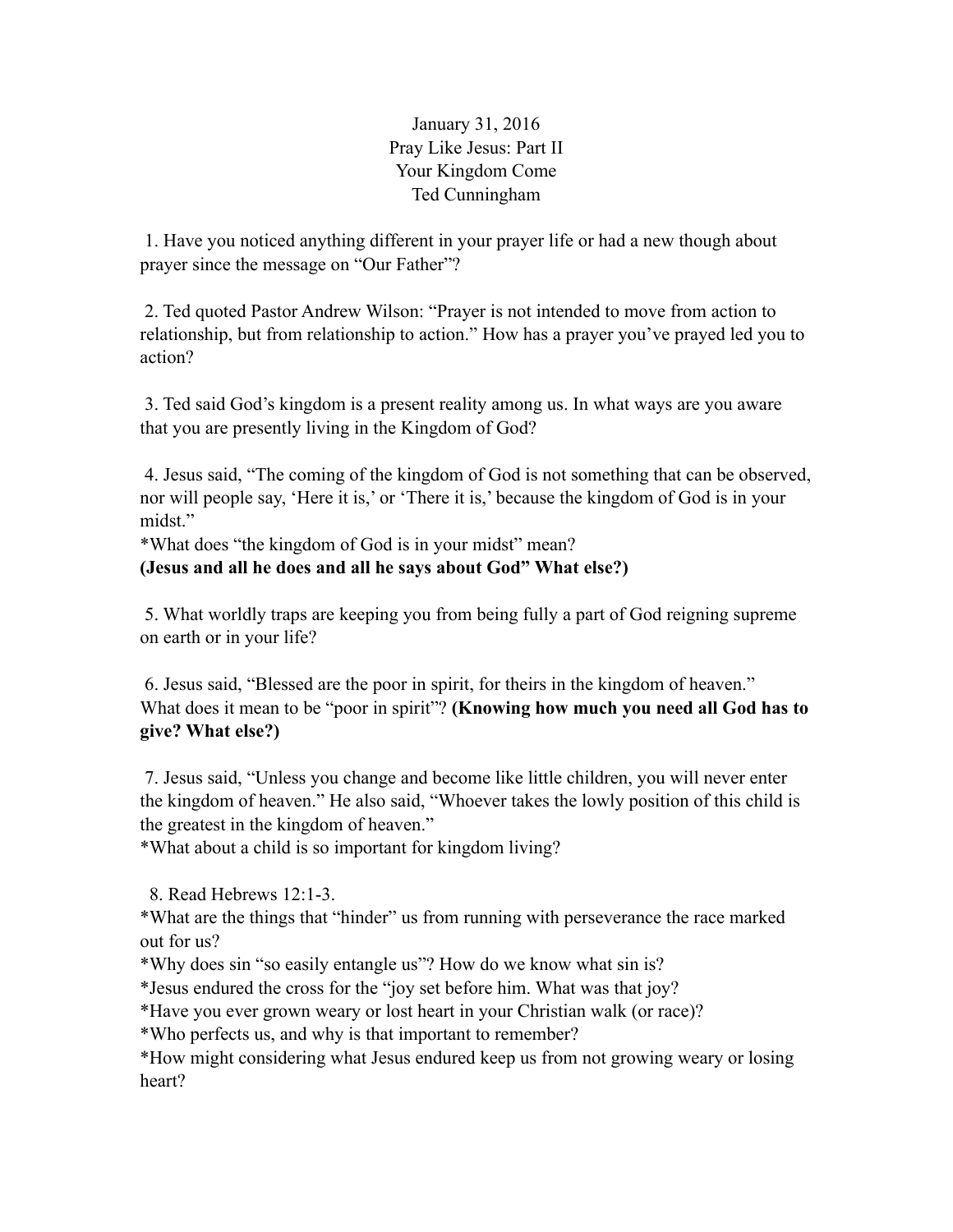January 31, 2016
Pray Like Jesus: Part II
Your Kingdom Come
Ted Cunningham

1. Have you noticed anything different in your prayer life or had a new though about prayer since the message on "Our Father"?

2. Ted quoted Pastor Andrew Wilson: "Prayer is not intended to move from action to relationship, but from relationship to action." How has a prayer you've prayed led you to action?

3. Ted said God's kingdom is a present reality among us. In what ways are you aware that you are presently living in the Kingdom of God?

4. Jesus said, "The coming of the kingdom of God is not something that can be observed, nor will people say, 'Here it is,' or 'There it is,' because the kingdom of God is in your midst."
*What does "the kingdom of God is in your midst" mean?
**(Jesus and all he does and all he says about God" What else?)**

5. What worldly traps are keeping you from being fully a part of God reigning supreme on earth or in your life?

6. Jesus said, "Blessed are the poor in spirit, for theirs in the kingdom of heaven." What does it mean to be "poor in spirit"? **(Knowing how much you need all God has to give? What else?)**

7. Jesus said, "Unless you change and become like little children, you will never enter the kingdom of heaven." He also said, "Whoever takes the lowly position of this child is the greatest in the kingdom of heaven."
*What about a child is so important for kingdom living?

8. Read Hebrews 12:1-3.
*What are the things that "hinder" us from running with perseverance the race marked out for us?
*Why does sin "so easily entangle us"? How do we know what sin is?
*Jesus endured the cross for the "joy set before him. What was that joy?
*Have you ever grown weary or lost heart in your Christian walk (or race)?
*Who perfects us, and why is that important to remember?
*How might considering what Jesus endured keep us from not growing weary or losing heart?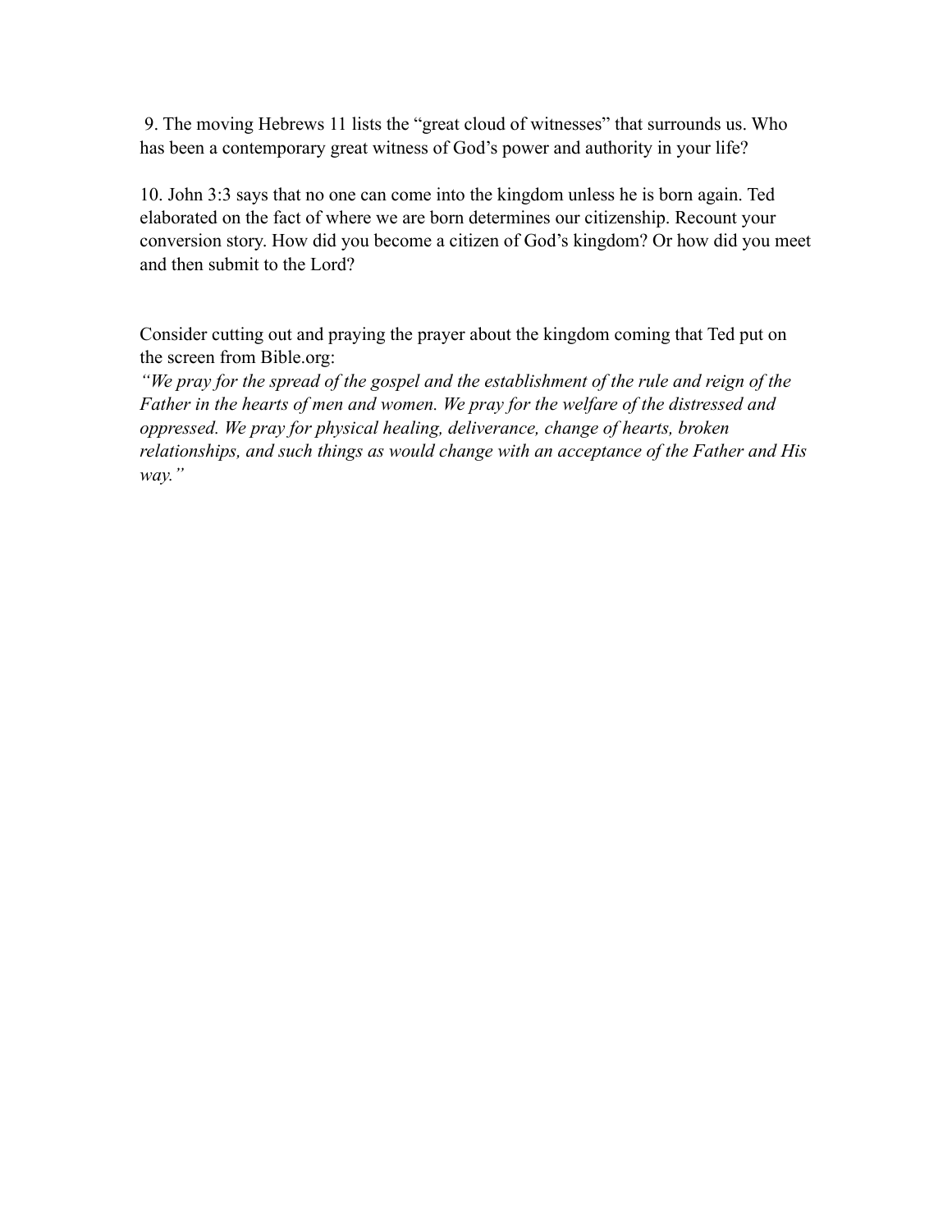9. The moving Hebrews 11 lists the "great cloud of witnesses" that surrounds us. Who has been a contemporary great witness of God's power and authority in your life?

10. John 3:3 says that no one can come into the kingdom unless he is born again. Ted elaborated on the fact of where we are born determines our citizenship. Recount your conversion story. How did you become a citizen of God's kingdom? Or how did you meet and then submit to the Lord?

Consider cutting out and praying the prayer about the kingdom coming that Ted put on the screen from Bible.org:

*"We pray for the spread of the gospel and the establishment of the rule and reign of the Father in the hearts of men and women. We pray for the welfare of the distressed and oppressed. We pray for physical healing, deliverance, change of hearts, broken relationships, and such things as would change with an acceptance of the Father and His way."*